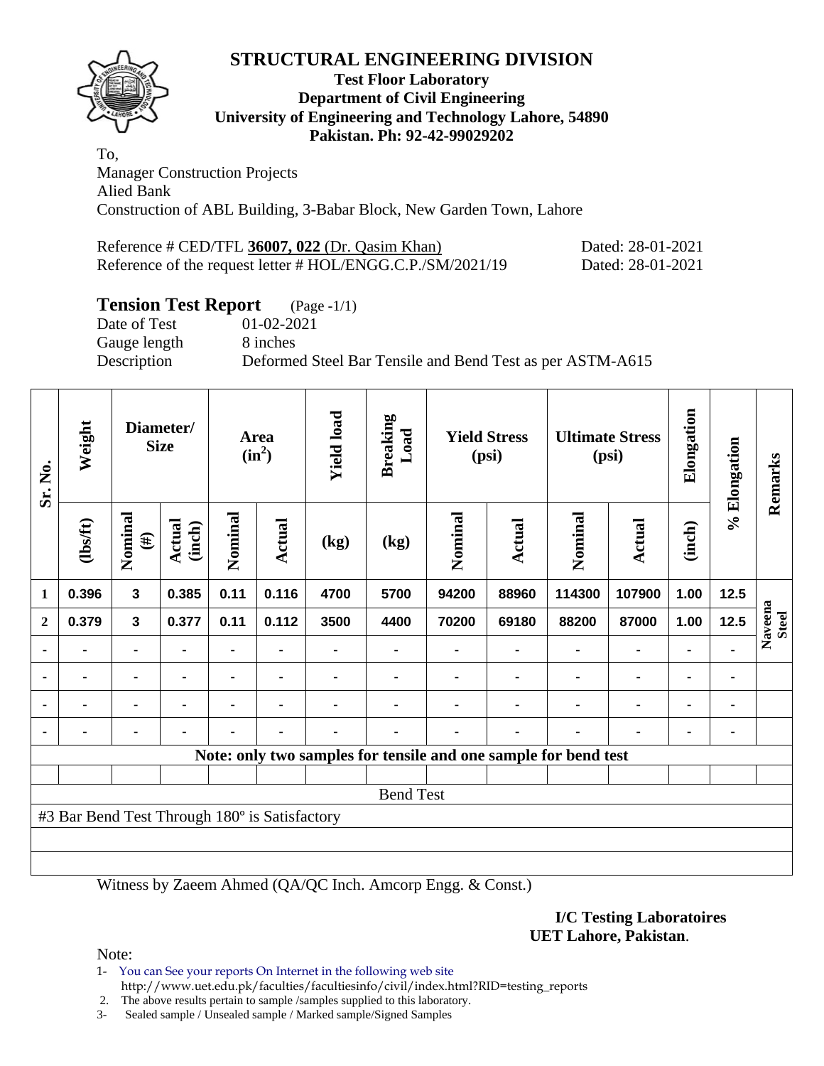# STRUCTURAL ENGINEERING DIVISION

**Test Floor Laboratory**
**Department of Civil Engineering**
**University of Engineering and Technology Lahore, 54890**
**Pakistan. Ph: 92-42-99029202**

To,
Manager Construction Projects
Alied Bank
Construction of ABL Building, 3-Babar Block, New Garden Town, Lahore

Reference # CED/TFL **36007, 022** (Dr. Qasim Khan) Dated: 28-01-2021
Reference of the request letter # HOL/ENGG.C.P./SM/2021/19 Dated: 28-01-2021

## Tension Test Report (Page -1/1)

Date of Test 01-02-2021
Gauge length 8 inches
Description Deformed Steel Bar Tensile and Bend Test as per ASTM-A615

| Sr. No. | Weight | Diameter/ Size | | Area ($in^2$) | | Yield load | Breaking Load | Yield Stress (psi) | | Ultimate Stress (psi) | | Elongation | % Elongation | Remarks |
|---|---|---|---|---|---|---|---|---|---|---|---|---|---|---|
| | (lbs/ft) | Nominal (#) | Actual (inch) | Nominal | Actual | (kg) | (kg) | Nominal | Actual | Nominal | Actual | (inch) | | |
| 1 | 0.396 | 3 | 0.385 | 0.11 | 0.116 | 4700 | 5700 | 94200 | 88960 | 114300 | 107900 | 1.00 | 12.5 | Naveena Steel |
| 2 | 0.379 | 3 | 0.377 | 0.11 | 0.112 | 3500 | 4400 | 70200 | 69180 | 88200 | 87000 | 1.00 | 12.5 | |
| - | - | - | - | - | - | - | - | - | - | - | - | - | - | |
| - | - | - | - | - | - | - | - | - | - | - | - | - | - | |
| - | - | - | - | - | - | - | - | - | - | - | - | - | - | |
| - | - | - | - | - | - | - | - | - | - | - | - | - | - | |

**Note: only two samples for tensile and one sample for bend test**

Bend Test

#3 Bar Bend Test Through 180º is Satisfactory

Witness by Zaeem Ahmed (QA/QC Inch. Amcorp Engg. & Const.)

**I/C Testing Laboratoires**
**UET Lahore, Pakistan**.

Note:
1- You can See your reports On Internet in the following web site
http://www.uet.edu.pk/faculties/facultiesinfo/civil/index.html?RID=testing_reports
2. The above results pertain to sample /samples supplied to this laboratory.
3- Sealed sample / Unsealed sample / Marked sample/Signed Samples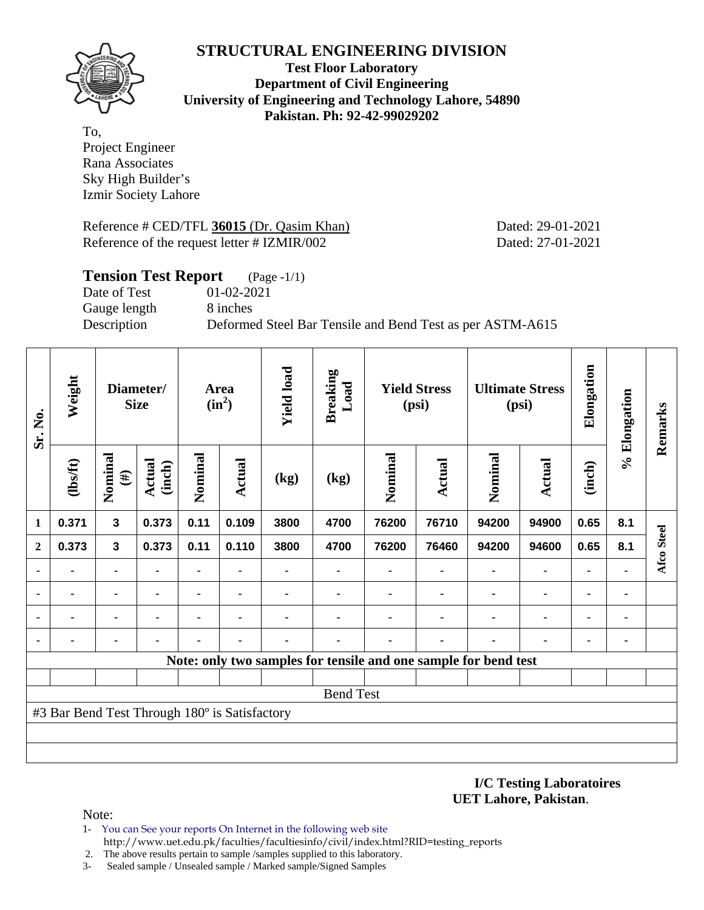# STRUCTURAL ENGINEERING DIVISION

**Test Floor Laboratory**
**Department of Civil Engineering**
**University of Engineering and Technology Lahore, 54890**
**Pakistan. Ph: 92-42-99029202**

To,
Project Engineer
Rana Associates
Sky High Builder's
Izmir Society Lahore

Reference # CED/TFL **36015** (Dr. Qasim Khan) Dated: 29-01-2021
Reference of the request letter # IZMIR/002 Dated: 27-01-2021

## Tension Test Report (Page -1/1)

Date of Test 01-02-2021
Gauge length 8 inches
Description Deformed Steel Bar Tensile and Bend Test as per ASTM-A615

| Sr. No. | Weight | Diameter/ Size | | Area ($in^2$) | | Yield load | Breaking Load | Yield Stress (psi) | | Ultimate Stress (psi) | | Elongation | % Elongation | Remarks |
|---|---|---|---|---|---|---|---|---|---|---|---|---|---|---|
| | (lbs/ft) | Nominal (#) | Actual (inch) | Nominal | Actual | (kg) | (kg) | Nominal | Actual | Nominal | Actual | (inch) | | |
| 1 | 0.371 | 3 | 0.373 | 0.11 | 0.109 | 3800 | 4700 | 76200 | 76710 | 94200 | 94900 | 0.65 | 8.1 | Afco Steel |
| 2 | 0.373 | 3 | 0.373 | 0.11 | 0.110 | 3800 | 4700 | 76200 | 76460 | 94200 | 94600 | 0.65 | 8.1 | |
| - | - | - | - | - | - | - | - | - | - | - | - | - | - | |
| - | - | - | - | - | - | - | - | - | - | - | - | - | - | |
| - | - | - | - | - | - | - | - | - | - | - | - | - | - | |
| - | - | - | - | - | - | - | - | - | - | - | - | - | - | |
| Note: only two samples for tensile and one sample for bend test | | | | | | | | | | | | | | |
| | | | | | | | | | | | | | | |
| Bend Test | | | | | | | | | | | | | | |
| #3 Bar Bend Test Through 180º is Satisfactory | | | | | | | | | | | | | | |

**I/C Testing Laboratoires**
**UET Lahore, Pakistan**.

Note:
1- You can See your reports On Internet in the following web site
http://www.uet.edu.pk/faculties/facultiesinfo/civil/index.html?RID=testing_reports
2. The above results pertain to sample /samples supplied to this laboratory.
3- Sealed sample / Unsealed sample / Marked sample/Signed Samples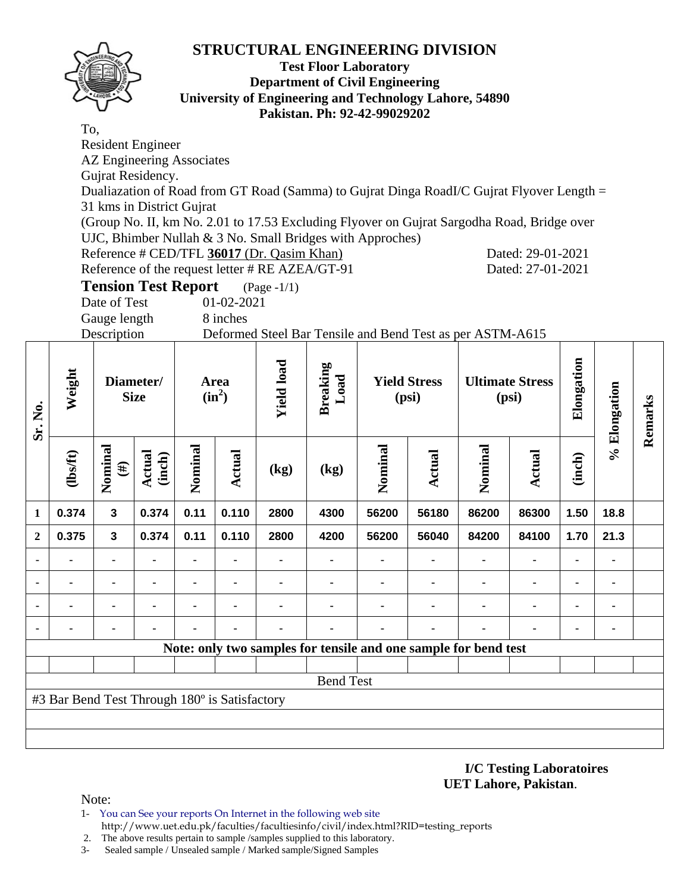# STRUCTURAL ENGINEERING DIVISION

**Test Floor Laboratory**
**Department of Civil Engineering**
**University of Engineering and Technology Lahore, 54890**
**Pakistan. Ph: 92-42-99029202**

To,
Resident Engineer
AZ Engineering Associates
Gujrat Residency.
Dualiazation of Road from GT Road (Samma) to Gujrat Dinga RoadI/C Gujrat Flyover Length = 31 kms in District Gujrat
(Group No. II, km No. 2.01 to 17.53 Excluding Flyover on Gujrat Sargodha Road, Bridge over UJC, Bhimber Nullah & 3 No. Small Bridges with Approches)

Reference # CED/TFL **36017** (Dr. Qasim Khan) Dated: 29-01-2021
Reference of the request letter # RE AZEA/GT-91 Dated: 27-01-2021

**Tension Test Report** (Page -1/1)

Date of Test 01-02-2021
Gauge length 8 inches
Description Deformed Steel Bar Tensile and Bend Test as per ASTM-A615

| Sr. No. | Weight | Diameter/ Size | | Area ($in^2$) | | Yield load | Breaking Load | Yield Stress (psi) | | Ultimate Stress (psi) | | Elongation | % Elongation | Remarks |
|---|---|---|---|---|---|---|---|---|---|---|---|---|---|---|
| | (lbs/ft) | Nominal (#) | Actual (inch) | Nominal | Actual | (kg) | (kg) | Nominal | Actual | Nominal | Actual | (inch) | | |
| 1 | 0.374 | 3 | 0.374 | 0.11 | 0.110 | 2800 | 4300 | 56200 | 56180 | 86200 | 86300 | 1.50 | 18.8 | |
| 2 | 0.375 | 3 | 0.374 | 0.11 | 0.110 | 2800 | 4200 | 56200 | 56040 | 84200 | 84100 | 1.70 | 21.3 | |
| - | - | - | - | - | - | - | - | - | - | - | - | - | - | |
| - | - | - | - | - | - | - | - | - | - | - | - | - | - | |
| - | - | - | - | - | - | - | - | - | - | - | - | - | - | |
| - | - | - | - | - | - | - | - | - | - | - | - | - | - | |

**Note: only two samples for tensile and one sample for bend test**

Bend Test

#3 Bar Bend Test Through 180º is Satisfactory

**I/C Testing Laboratoires**
**UET Lahore, Pakistan**.

Note:
1- You can See your reports On Internet in the following web site
http://www.uet.edu.pk/faculties/facultiesinfo/civil/index.html?RID=testing_reports
2. The above results pertain to sample /samples supplied to this laboratory.
3- Sealed sample / Unsealed sample / Marked sample/Signed Samples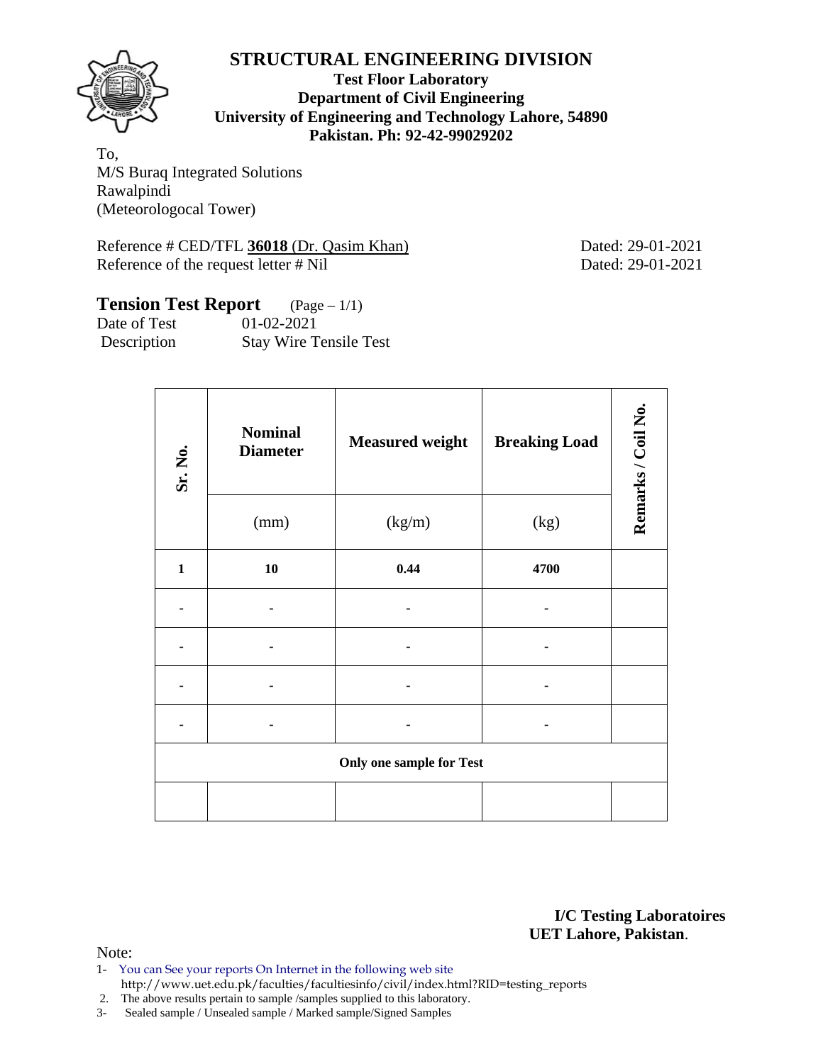# STRUCTURAL ENGINEERING DIVISION

**Test Floor Laboratory**
**Department of Civil Engineering**
**University of Engineering and Technology Lahore, 54890**
**Pakistan. Ph: 92-42-99029202**

To,
M/S Buraq Integrated Solutions
Rawalpindi
(Meteorologocal Tower)

Reference # CED/TFL **36018** (Dr. Qasim Khan) Dated: 29-01-2021
Reference of the request letter # Nil Dated: 29-01-2021

## Tension Test Report (Page – 1/1)

Date of Test 01-02-2021
Description Stay Wire Tensile Test

| Sr. No. | Nominal Diameter | Measured weight | Breaking Load | Remarks / Coil No. |
|---|---|---|---|---|
| | (mm) | (kg/m) | (kg) | |
| **1** | **10** | **0.44** | **4700** | |
| - | - | - | - | |
| - | - | - | - | |
| - | - | - | - | |
| - | - | - | - | |
| **Only one sample for Test** | | | | |
| | | | | |

**I/C Testing Laboratoires**
**UET Lahore, Pakistan**.

Note:
1- You can See your reports On Internet in the following web site
http://www.uet.edu.pk/faculties/facultiesinfo/civil/index.html?RID=testing_reports
2. The above results pertain to sample /samples supplied to this laboratory.
3- Sealed sample / Unsealed sample / Marked sample/Signed Samples